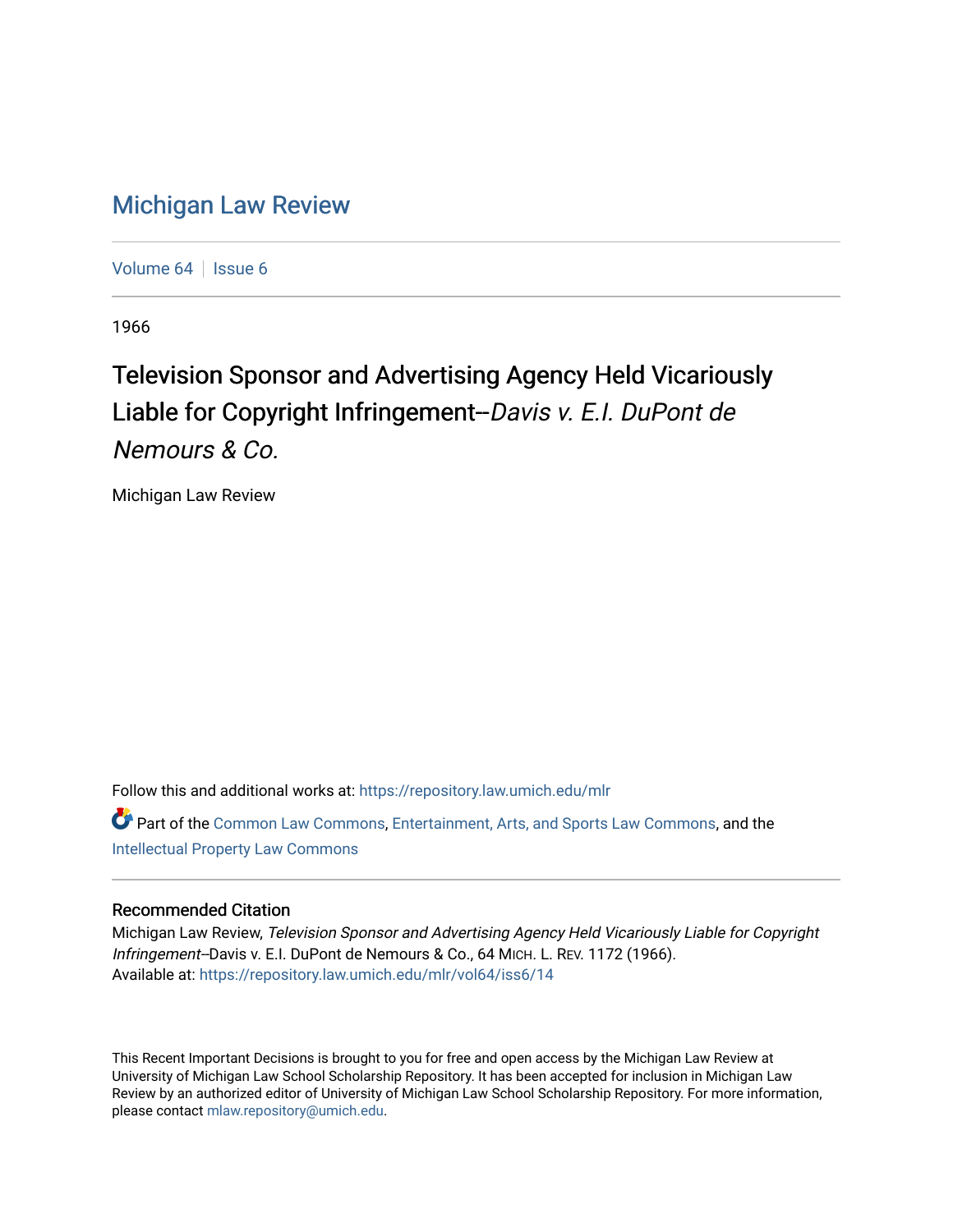# Michigan Law Review

Volume 64 | Issue 6

1966

## Television Sponsor and Advertising Agency Held Vicariously Liable for Copyright Infringement--*Davis v. E.I. DuPont de Nemours & Co.*

Michigan Law Review

Follow this and additional works at: https://repository.law.umich.edu/mlr

Part of the Common Law Commons, Entertainment, Arts, and Sports Law Commons, and the Intellectual Property Law Commons

### Recommended Citation

Michigan Law Review, *Television Sponsor and Advertising Agency Held Vicariously Liable for Copyright Infringement*--Davis v. E.I. DuPont de Nemours & Co., 64 MICH. L. REV. 1172 (1966).
Available at: https://repository.law.umich.edu/mlr/vol64/iss6/14

This Recent Important Decisions is brought to you for free and open access by the Michigan Law Review at University of Michigan Law School Scholarship Repository. It has been accepted for inclusion in Michigan Law Review by an authorized editor of University of Michigan Law School Scholarship Repository. For more information, please contact mlaw.repository@umich.edu.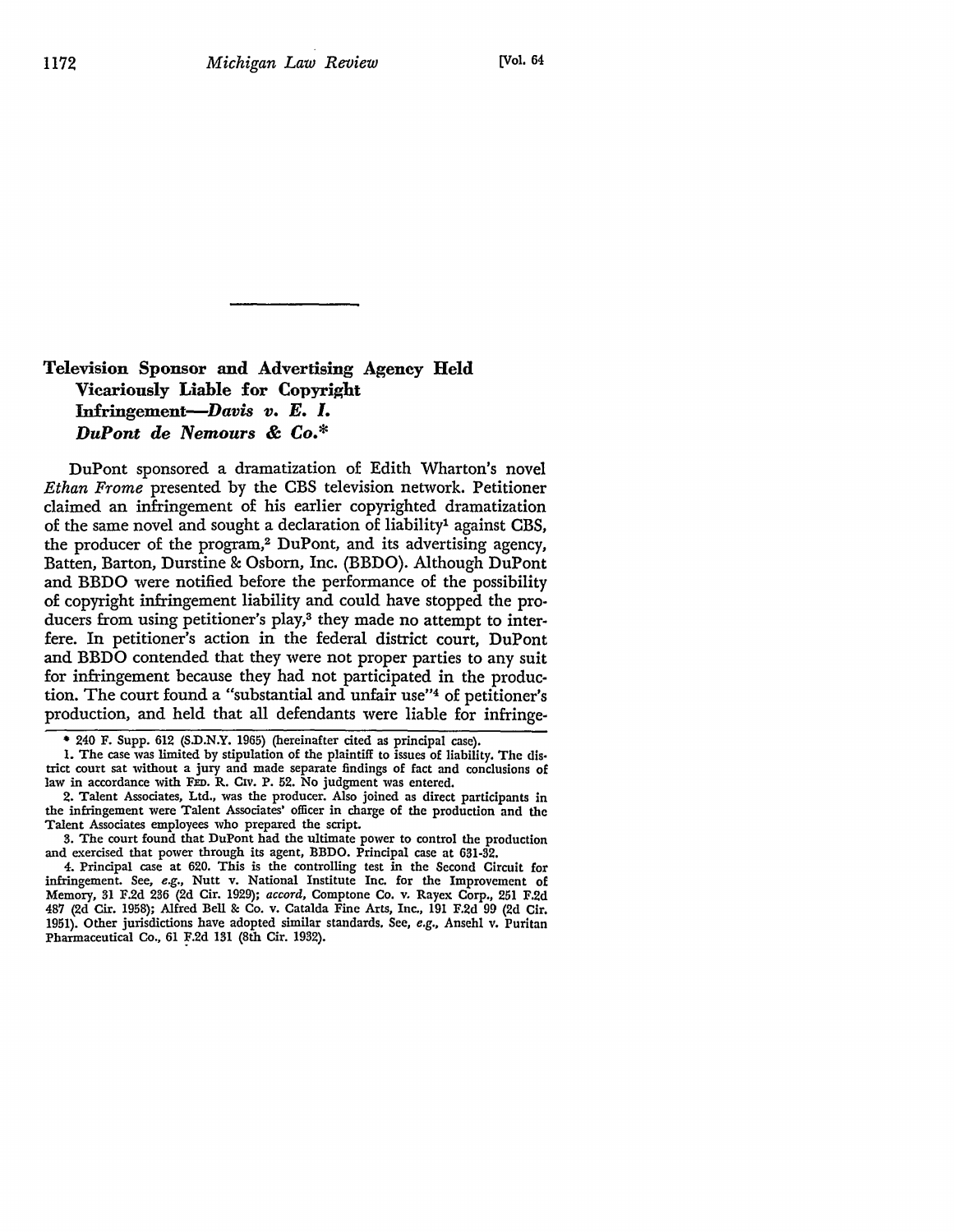## Television Sponsor and Advertising Agency Held Vicariously Liable for Copyright Infringement—*Davis v. E. I. DuPont de Nemours & Co.**

DuPont sponsored a dramatization of Edith Wharton's novel *Ethan Frome* presented by the CBS television network. Petitioner claimed an infringement of his earlier copyrighted dramatization of the same novel and sought a declaration of liability[1] against CBS, the producer of the program,[2] DuPont, and its advertising agency, Batten, Barton, Durstine & Osborn, Inc. (BBDO). Although DuPont and BBDO were notified before the performance of the possibility of copyright infringement liability and could have stopped the producers from using petitioner's play,[3] they made no attempt to interfere. In petitioner's action in the federal district court, DuPont and BBDO contended that they were not proper parties to any suit for infringement because they had not participated in the production. The court found a "substantial and unfair use"[4] of petitioner's production, and held that all defendants were liable for infringe-

---

\* 240 F. Supp. 612 (S.D.N.Y. 1965) (hereinafter cited as principal case).

1. The case was limited by stipulation of the plaintiff to issues of liability. The district court sat without a jury and made separate findings of fact and conclusions of law in accordance with FED. R. CIV. P. 52. No judgment was entered.

2. Talent Associates, Ltd., was the producer. Also joined as direct participants in the infringement were Talent Associates' officer in charge of the production and the Talent Associates employees who prepared the script.

3. The court found that DuPont had the ultimate power to control the production and exercised that power through its agent, BBDO. Principal case at 631-32.

4. Principal case at 620. This is the controlling test in the Second Circuit for infringement. See, *e.g.*, Nutt v. National Institute Inc. for the Improvement of Memory, 31 F.2d 236 (2d Cir. 1929); *accord*, Comptone Co. v. Rayex Corp., 251 F.2d 487 (2d Cir. 1958); Alfred Bell & Co. v. Catalda Fine Arts, Inc., 191 F.2d 99 (2d Cir. 1951). Other jurisdictions have adopted similar standards. See, *e.g.*, Ansehl v. Puritan Pharmaceutical Co., 61 F.2d 131 (8th Cir. 1932).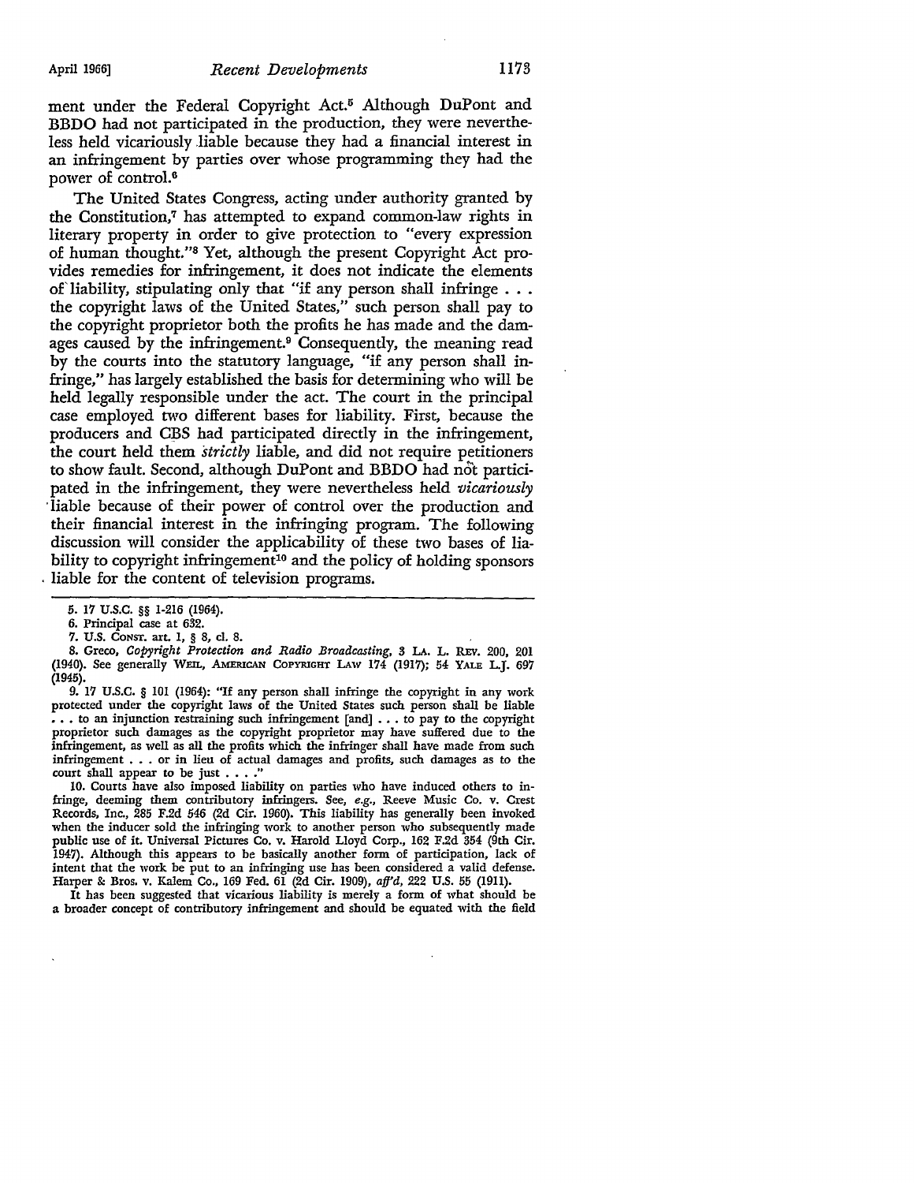ment under the Federal Copyright Act.[5] Although DuPont and BBDO had not participated in the production, they were nevertheless held vicariously liable because they had a financial interest in an infringement by parties over whose programming they had the power of control.[6]

The United States Congress, acting under authority granted by the Constitution,[7] has attempted to expand common-law rights in literary property in order to give protection to "every expression of human thought."[8] Yet, although the present Copyright Act provides remedies for infringement, it does not indicate the elements of liability, stipulating only that "if any person shall infringe . . . the copyright laws of the United States," such person shall pay to the copyright proprietor both the profits he has made and the damages caused by the infringement.[9] Consequently, the meaning read by the courts into the statutory language, "if any person shall infringe," has largely established the basis for determining who will be held legally responsible under the act. The court in the principal case employed two different bases for liability. First, because the producers and CBS had participated directly in the infringement, the court held them *strictly* liable, and did not require petitioners to show fault. Second, although DuPont and BBDO had not participated in the infringement, they were nevertheless held *vicariously* liable because of their power of control over the production and their financial interest in the infringing program. The following discussion will consider the applicability of these two bases of liability to copyright infringement[10] and the policy of holding sponsors liable for the content of television programs.

5. 17 U.S.C. §§ 1-216 (1964).

6. Principal case at 632.

7. U.S. CONST. art. 1, § 8, cl. 8.

8. Greco, *Copyright Protection and Radio Broadcasting*, 3 LA. L. REV. 200, 201 (1940). See generally WEIL, AMERICAN COPYRIGHT LAW 174 (1917); 54 YALE L.J. 697 (1945).

9. 17 U.S.C. § 101 (1964): "If any person shall infringe the copyright in any work protected under the copyright laws of the United States such person shall be liable . . . to an injunction restraining such infringement [and] . . . to pay to the copyright proprietor such damages as the copyright proprietor may have suffered due to the infringement, as well as all the profits which the infringer shall have made from such infringement . . . or in lieu of actual damages and profits, such damages as to the court shall appear to be just . . . ."

10. Courts have also imposed liability on parties who have induced others to infringe, deeming them contributory infringers. See, *e.g.*, Reeve Music Co. v. Crest Records, Inc., 285 F.2d 546 (2d Cir. 1960). This liability has generally been invoked when the inducer sold the infringing work to another person who subsequently made public use of it. Universal Pictures Co. v. Harold Lloyd Corp., 162 F.2d 354 (9th Cir. 1947). Although this appears to be basically another form of participation, lack of intent that the work be put to an infringing use has been considered a valid defense. Harper & Bros. v. Kalem Co., 169 Fed. 61 (2d Cir. 1909), *aff'd*, 222 U.S. 55 (1911).

It has been suggested that vicarious liability is merely a form of what should be a broader concept of contributory infringement and should be equated with the field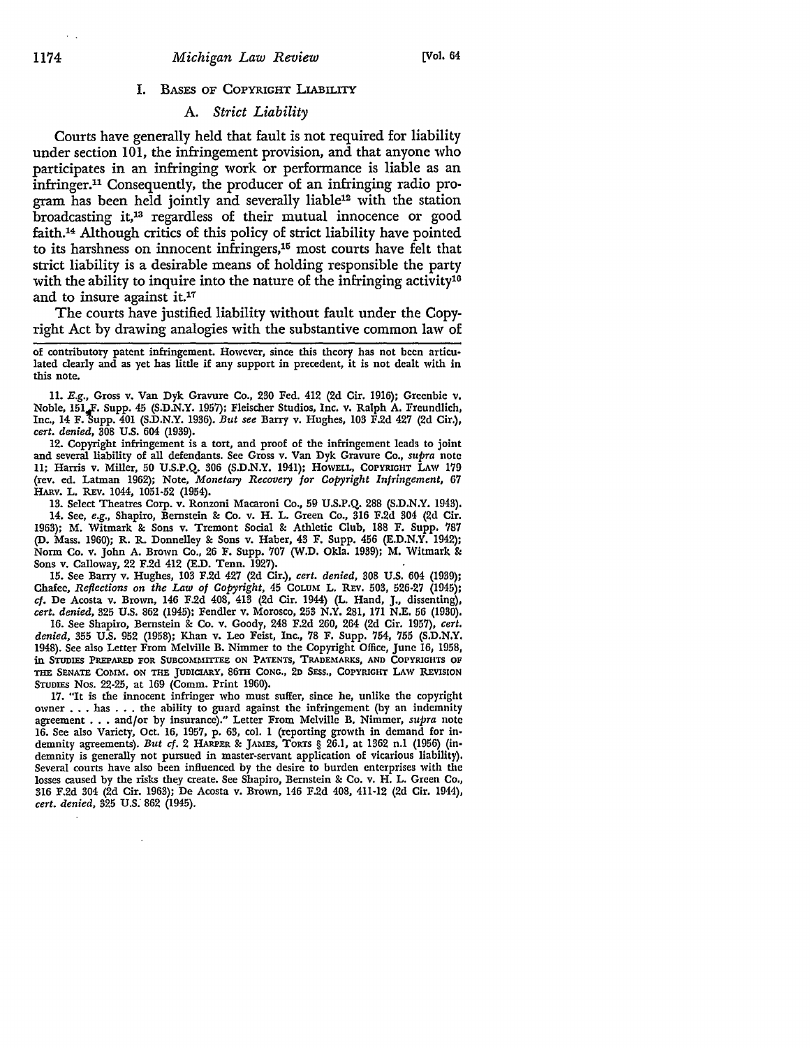## I. Bases of Copyright Liability

### A. *Strict Liability*

Courts have generally held that fault is not required for liability under section 101, the infringement provision, and that anyone who participates in an infringing work or performance is liable as an infringer.[11] Consequently, the producer of an infringing radio program has been held jointly and severally liable[12] with the station broadcasting it,[13] regardless of their mutual innocence or good faith.[14] Although critics of this policy of strict liability have pointed to its harshness on innocent infringers,[15] most courts have felt that strict liability is a desirable means of holding responsible the party with the ability to inquire into the nature of the infringing activity[16] and to insure against it.[17]

The courts have justified liability without fault under the Copyright Act by drawing analogies with the substantive common law of

---

of contributory patent infringement. However, since this theory has not been articulated clearly and as yet has little if any support in precedent, it is not dealt with in this note.

11. *E.g.*, Gross v. Van Dyk Gravure Co., 230 Fed. 412 (2d Cir. 1916); Greenbie v. Noble, 151 F. Supp. 45 (S.D.N.Y. 1957); Fleischer Studios, Inc. v. Ralph A. Freundlich, Inc., 14 F. Supp. 401 (S.D.N.Y. 1936). *But see* Barry v. Hughes, 103 F.2d 427 (2d Cir.), *cert. denied*, 308 U.S. 604 (1939).

12. Copyright infringement is a tort, and proof of the infringement leads to joint and several liability of all defendants. See Gross v. Van Dyk Gravure Co., *supra* note 11; Harris v. Miller, 50 U.S.P.Q. 306 (S.D.N.Y. 1941); Howell, Copyright Law 179 (rev. ed. Latman 1962); Note, *Monetary Recovery for Copyright Infringement*, 67 Harv. L. Rev. 1044, 1051-52 (1954).

13. Select Theatres Corp. v. Ronzoni Macaroni Co., 59 U.S.P.Q. 288 (S.D.N.Y. 1943).

14. See, *e.g.*, Shapiro, Bernstein & Co. v. H. L. Green Co., 316 F.2d 304 (2d Cir. 1963); M. Witmark & Sons v. Tremont Social & Athletic Club, 188 F. Supp. 787 (D. Mass. 1960); R. R. Donnelley & Sons v. Haber, 43 F. Supp. 456 (E.D.N.Y. 1942); Norm Co. v. John A. Brown Co., 26 F. Supp. 707 (W.D. Okla. 1939); M. Witmark & Sons v. Calloway, 22 F.2d 412 (E.D. Tenn. 1927).

15. See Barry v. Hughes, 103 F.2d 427 (2d Cir.), *cert. denied*, 308 U.S. 604 (1939); Chafee, *Reflections on the Law of Copyright*, 45 Colum. L. Rev. 503, 526-27 (1945); *cf.* De Acosta v. Brown, 146 F.2d 408, 413 (2d Cir. 1944) (L. Hand, J., dissenting), *cert. denied*, 325 U.S. 862 (1945); Fendler v. Morosco, 253 N.Y. 281, 171 N.E. 56 (1930).

16. See Shapiro, Bernstein & Co. v. Goody, 248 F.2d 260, 264 (2d Cir. 1957), *cert. denied*, 355 U.S. 952 (1958); Khan v. Leo Feist, Inc., 78 F. Supp. 754, 755 (S.D.N.Y. 1948). See also Letter From Melville B. Nimmer to the Copyright Office, June 16, 1958, in Studies Prepared for Subcommittee on Patents, Trademarks, and Copyrights of the Senate Comm. on the Judiciary, 86th Cong., 2d Sess., Copyright Law Revision Studies Nos. 22-25, at 169 (Comm. Print 1960).

17. "It is the innocent infringer who must suffer, since he, unlike the copyright owner . . . has . . . the ability to guard against the infringement (by an indemnity agreement . . . and/or by insurance)." Letter From Melville B. Nimmer, *supra* note 16. See also Variety, Oct. 16, 1957, p. 63, col. 1 (reporting growth in demand for indemnity agreements). *But cf.* 2 Harper & James, Torts § 26.1, at 1362 n.1 (1956) (indemnity is generally not pursued in master-servant application of vicarious liability). Several courts have also been influenced by the desire to burden enterprises with the losses caused by the risks they create. See Shapiro, Bernstein & Co. v. H. L. Green Co., 316 F.2d 304 (2d Cir. 1963); De Acosta v. Brown, 146 F.2d 408, 411-12 (2d Cir. 1944), *cert. denied*, 325 U.S. 862 (1945).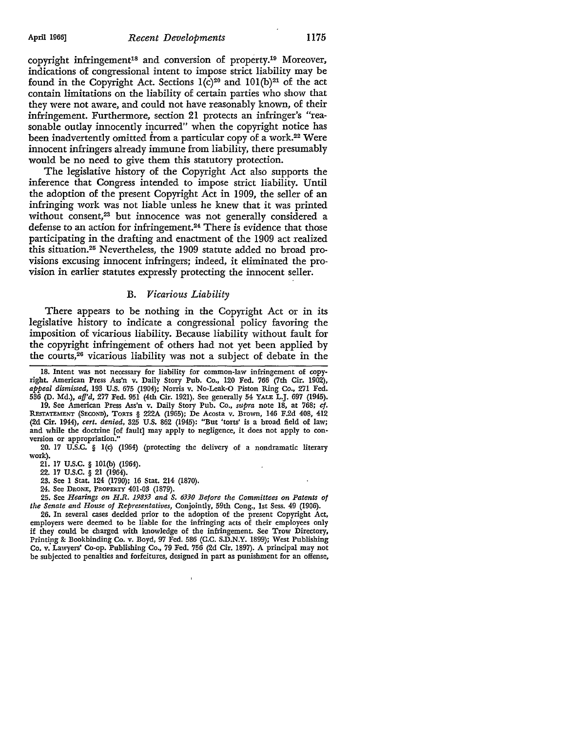copyright infringement[18] and conversion of property.[19] Moreover, indications of congressional intent to impose strict liability may be found in the Copyright Act. Sections 1(c)[20] and 101(b)[21] of the act contain limitations on the liability of certain parties who show that they were not aware, and could not have reasonably known, of their infringement. Furthermore, section 21 protects an infringer's "reasonable outlay innocently incurred" when the copyright notice has been inadvertently omitted from a particular copy of a work.[22] Were innocent infringers already immune from liability, there presumably would be no need to give them this statutory protection.

The legislative history of the Copyright Act also supports the inference that Congress intended to impose strict liability. Until the adoption of the present Copyright Act in 1909, the seller of an infringing work was not liable unless he knew that it was printed without consent,[23] but innocence was not generally considered a defense to an action for infringement.[24] There is evidence that those participating in the drafting and enactment of the 1909 act realized this situation.[25] Nevertheless, the 1909 statute added no broad provisions excusing innocent infringers; indeed, it eliminated the provision in earlier statutes expressly protecting the innocent seller.

### B. *Vicarious Liability*

There appears to be nothing in the Copyright Act or in its legislative history to indicate a congressional policy favoring the imposition of vicarious liability. Because liability without fault for the copyright infringement of others had not yet been applied by the courts,[26] vicarious liability was not a subject of debate in the

---

18. Intent was not necessary for liability for common-law infringement of copyright. American Press Ass'n v. Daily Story Pub. Co., 120 Fed. 766 (7th Cir. 1902), *appeal dismissed*, 193 U.S. 675 (1904); Norris v. No-Leak-O Piston Ring Co., 271 Fed. 536 (D. Md.), *aff'd*, 277 Fed. 951 (4th Cir. 1921). See generally 54 YALE L.J. 697 (1945).

19. See American Press Ass'n v. Daily Story Pub. Co., *supra* note 18, at 768; *cf.* RESTATEMENT (SECOND), TORTS § 222A (1965); De Acosta v. Brown, 146 F.2d 408, 412 (2d Cir. 1944), *cert. denied*, 325 U.S. 862 (1945): "But 'torts' is a broad field of law; and while the doctrine [of fault] may apply to negligence, it does not apply to conversion or appropriation."

20. 17 U.S.C. § 1(c) (1964) (protecting the delivery of a nondramatic literary work).

21. 17 U.S.C. § 101(b) (1964).

22. 17 U.S.C. § 21 (1964).

23. See 1 Stat. 124 (1790); 16 Stat. 214 (1870).

24. See DRONE, PROPERTY 401-03 (1879).

25. See *Hearings on H.R. 19853 and S. 6330 Before the Committees on Patents of the Senate and House of Representatives*, Conjointly, 59th Cong., 1st Sess. 49 (1906).

26. In several cases decided prior to the adoption of the present Copyright Act, employers were deemed to be liable for the infringing acts of their employees only if they could be charged with knowledge of the infringement. See Trow Directory, Printing & Bookbinding Co. v. Boyd, 97 Fed. 586 (C.C. S.D.N.Y. 1899); West Publishing Co. v. Lawyers' Co-op. Publishing Co., 79 Fed. 756 (2d Cir. 1897). A principal may not be subjected to penalties and forfeitures, designed in part as punishment for an offense,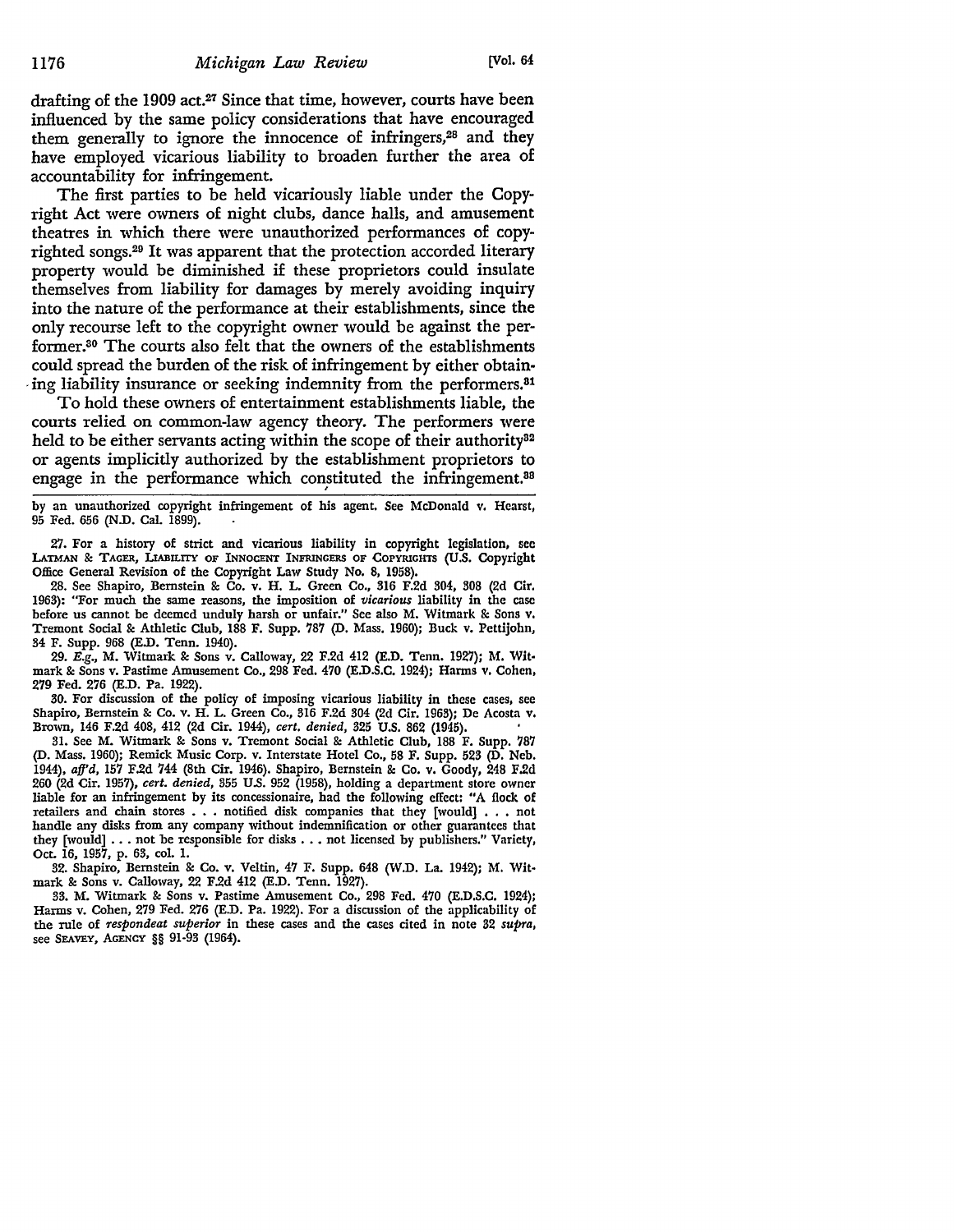drafting of the 1909 act.[27] Since that time, however, courts have been influenced by the same policy considerations that have encouraged them generally to ignore the innocence of infringers,[28] and they have employed vicarious liability to broaden further the area of accountability for infringement.

The first parties to be held vicariously liable under the Copyright Act were owners of night clubs, dance halls, and amusement theatres in which there were unauthorized performances of copyrighted songs.[29] It was apparent that the protection accorded literary property would be diminished if these proprietors could insulate themselves from liability for damages by merely avoiding inquiry into the nature of the performance at their establishments, since the only recourse left to the copyright owner would be against the performer.[30] The courts also felt that the owners of the establishments could spread the burden of the risk of infringement by either obtaining liability insurance or seeking indemnity from the performers.[31]

To hold these owners of entertainment establishments liable, the courts relied on common-law agency theory. The performers were held to be either servants acting within the scope of their authority[32] or agents implicitly authorized by the establishment proprietors to engage in the performance which constituted the infringement.[33]

---

by an unauthorized copyright infringement of his agent. See McDonald v. Hearst, 95 Fed. 656 (N.D. Cal. 1899).

27. For a history of strict and vicarious liability in copyright legislation, see LATMAN & TAGER, LIABILITY OF INNOCENT INFRINGERS OF COPYRIGHTS (U.S. Copyright Office General Revision of the Copyright Law Study No. 8, 1958).

28. See Shapiro, Bernstein & Co. v. H. L. Green Co., 316 F.2d 304, 308 (2d Cir. 1963): "For much the same reasons, the imposition of *vicarious* liability in the case before us cannot be deemed unduly harsh or unfair." See also M. Witmark & Sons v. Tremont Social & Athletic Club, 188 F. Supp. 787 (D. Mass. 1960); Buck v. Pettijohn, 34 F. Supp. 968 (E.D. Tenn. 1940).

29. *E.g.*, M. Witmark & Sons v. Calloway, 22 F.2d 412 (E.D. Tenn. 1927); M. Witmark & Sons v. Pastime Amusement Co., 298 Fed. 470 (E.D.S.C. 1924); Harms v. Cohen, 279 Fed. 276 (E.D. Pa. 1922).

30. For discussion of the policy of imposing vicarious liability in these cases, see Shapiro, Bernstein & Co. v. H. L. Green Co., 316 F.2d 304 (2d Cir. 1963); De Acosta v. Brown, 146 F.2d 408, 412 (2d Cir. 1944), *cert. denied*, 325 U.S. 862 (1945).

31. See M. Witmark & Sons v. Tremont Social & Athletic Club, 188 F. Supp. 787 (D. Mass. 1960); Remick Music Corp. v. Interstate Hotel Co., 58 F. Supp. 523 (D. Neb. 1944), *aff'd*, 157 F.2d 744 (8th Cir. 1946). Shapiro, Bernstein & Co. v. Goody, 248 F.2d 260 (2d Cir. 1957), *cert. denied*, 355 U.S. 952 (1958), holding a department store owner liable for an infringement by its concessionaire, had the following effect: "A flock of retailers and chain stores . . . notified disk companies that they [would] . . . not handle any disks from any company without indemnification or other guarantees that they [would] . . . not be responsible for disks . . . not licensed by publishers." Variety, Oct. 16, 1957, p. 63, col. 1.

32. Shapiro, Bernstein & Co. v. Veltin, 47 F. Supp. 648 (W.D. La. 1942); M. Witmark & Sons v. Calloway, 22 F.2d 412 (E.D. Tenn. 1927).

33. M. Witmark & Sons v. Pastime Amusement Co., 298 Fed. 470 (E.D.S.C. 1924); Harms v. Cohen, 279 Fed. 276 (E.D. Pa. 1922). For a discussion of the applicability of the rule of *respondeat superior* in these cases and the cases cited in note 32 *supra*, see SEAVEY, AGENCY §§ 91-93 (1964).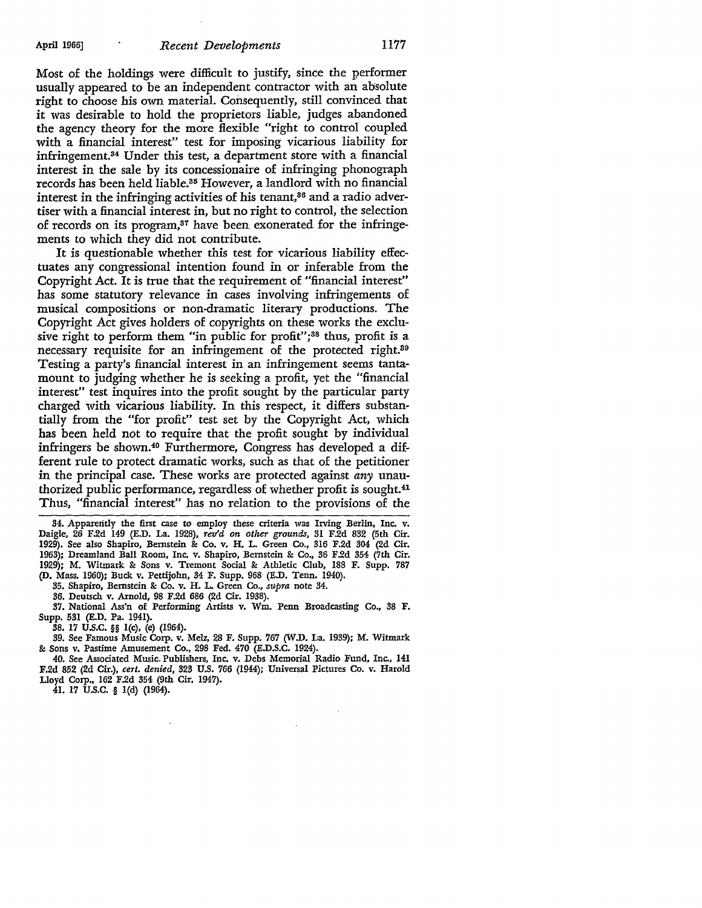Most of the holdings were difficult to justify, since the performer usually appeared to be an independent contractor with an absolute right to choose his own material. Consequently, still convinced that it was desirable to hold the proprietors liable, judges abandoned the agency theory for the more flexible "right to control coupled with a financial interest" test for imposing vicarious liability for infringement.[34] Under this test, a department store with a financial interest in the sale by its concessionaire of infringing phonograph records has been held liable.[35] However, a landlord with no financial interest in the infringing activities of his tenant,[36] and a radio advertiser with a financial interest in, but no right to control, the selection of records on its program,[37] have been exonerated for the infringements to which they did not contribute.

It is questionable whether this test for vicarious liability effectuates any congressional intention found in or inferable from the Copyright Act. It is true that the requirement of "financial interest" has some statutory relevance in cases involving infringements of musical compositions or non-dramatic literary productions. The Copyright Act gives holders of copyrights on these works the exclusive right to perform them "in public for profit";[38] thus, profit is a necessary requisite for an infringement of the protected right.[39] Testing a party's financial interest in an infringement seems tantamount to judging whether he is seeking a profit, yet the "financial interest" test inquires into the profit sought by the particular party charged with vicarious liability. In this respect, it differs substantially from the "for profit" test set by the Copyright Act, which has been held not to require that the profit sought by individual infringers be shown.[40] Furthermore, Congress has developed a different rule to protect dramatic works, such as that of the petitioner in the principal case. These works are protected against *any* unauthorized public performance, regardless of whether profit is sought.[41] Thus, "financial interest" has no relation to the provisions of the

---

34. Apparently the first case to employ these criteria was Irving Berlin, Inc. v. Daigle, 26 F.2d 149 (E.D. La. 1928), *rev'd on other grounds*, 31 F.2d 832 (5th Cir. 1929). See also Shapiro, Bernstein & Co. v. H. L. Green Co., 316 F.2d 304 (2d Cir. 1963); Dreamland Ball Room, Inc. v. Shapiro, Bernstein & Co., 36 F.2d 354 (7th Cir. 1929); M. Witmark & Sons v. Tremont Social & Athletic Club, 188 F. Supp. 787 (D. Mass. 1960); Buck v. Pettijohn, 34 F. Supp. 968 (E.D. Tenn. 1940).

35. Shapiro, Bernstein & Co. v. H. L. Green Co., *supra* note 34.

36. Deutsch v. Arnold, 98 F.2d 686 (2d Cir. 1938).

37. National Ass'n of Performing Artists v. Wm. Penn Broadcasting Co., 38 F. Supp. 531 (E.D. Pa. 1941).

38. 17 U.S.C. §§ 1(c), (e) (1964).

39. See Famous Music Corp. v. Melz, 28 F. Supp. 767 (W.D. La. 1939); M. Witmark & Sons v. Pastime Amusement Co., 298 Fed. 470 (E.D.S.C. 1924).

40. See Associated Music Publishers, Inc. v. Debs Memorial Radio Fund, Inc., 141 F.2d 852 (2d Cir.), *cert. denied*, 323 U.S. 766 (1944); Universal Pictures Co. v. Harold Lloyd Corp., 162 F.2d 354 (9th Cir. 1947).

41. 17 U.S.C. § 1(d) (1964).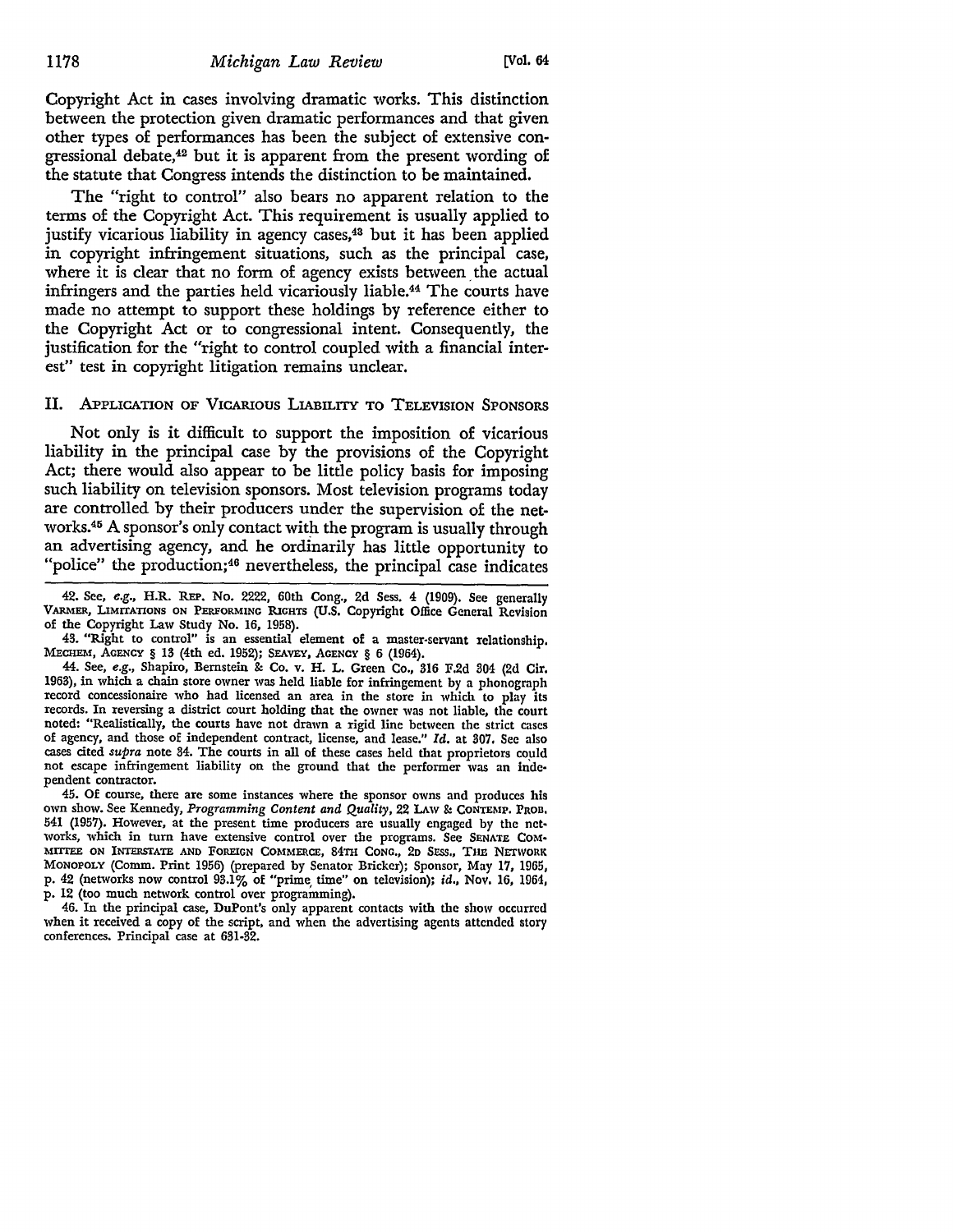Copyright Act in cases involving dramatic works. This distinction between the protection given dramatic performances and that given other types of performances has been the subject of extensive congressional debate,[42] but it is apparent from the present wording of the statute that Congress intends the distinction to be maintained.

The "right to control" also bears no apparent relation to the terms of the Copyright Act. This requirement is usually applied to justify vicarious liability in agency cases,[43] but it has been applied in copyright infringement situations, such as the principal case, where it is clear that no form of agency exists between the actual infringers and the parties held vicariously liable.[44] The courts have made no attempt to support these holdings by reference either to the Copyright Act or to congressional intent. Consequently, the justification for the "right to control coupled with a financial interest" test in copyright litigation remains unclear.

## II. Application of Vicarious Liability to Television Sponsors

Not only is it difficult to support the imposition of vicarious liability in the principal case by the provisions of the Copyright Act; there would also appear to be little policy basis for imposing such liability on television sponsors. Most television programs today are controlled by their producers under the supervision of the networks.[45] A sponsor's only contact with the program is usually through an advertising agency, and he ordinarily has little opportunity to "police" the production;[46] nevertheless, the principal case indicates

---

42. See, *e.g.*, H.R. Rep. No. 2222, 60th Cong., 2d Sess. 4 (1909). See generally Varmer, Limitations on Performing Rights (U.S. Copyright Office General Revision of the Copyright Law Study No. 16, 1958).

43. "Right to control" is an essential element of a master-servant relationship. Mechem, Agency § 13 (4th ed. 1952); Seavey, Agency § 6 (1964).

44. See, *e.g.*, Shapiro, Bernstein & Co. v. H. L. Green Co., 316 F.2d 304 (2d Cir. 1963), in which a chain store owner was held liable for infringement by a phonograph record concessionaire who had licensed an area in the store in which to play its records. In reversing a district court holding that the owner was not liable, the court noted: "Realistically, the courts have not drawn a rigid line between the strict cases of agency, and those of independent contract, license, and lease." *Id.* at 307. See also cases cited *supra* note 34. The courts in all of these cases held that proprietors could not escape infringement liability on the ground that the performer was an independent contractor.

45. Of course, there are some instances where the sponsor owns and produces his own show. See Kennedy, *Programming Content and Quality*, 22 Law & Contemp. Prob. 541 (1957). However, at the present time producers are usually engaged by the networks, which in turn have extensive control over the programs. See Senate Committee on Interstate and Foreign Commerce, 84th Cong., 2d Sess., The Network Monopoly (Comm. Print 1956) (prepared by Senator Bricker); Sponsor, May 17, 1965, p. 42 (networks now control 93.1% of "prime time" on television); *id.*, Nov. 16, 1964, p. 12 (too much network control over programming).

46. In the principal case, DuPont's only apparent contacts with the show occurred when it received a copy of the script, and when the advertising agents attended story conferences. Principal case at 631-32.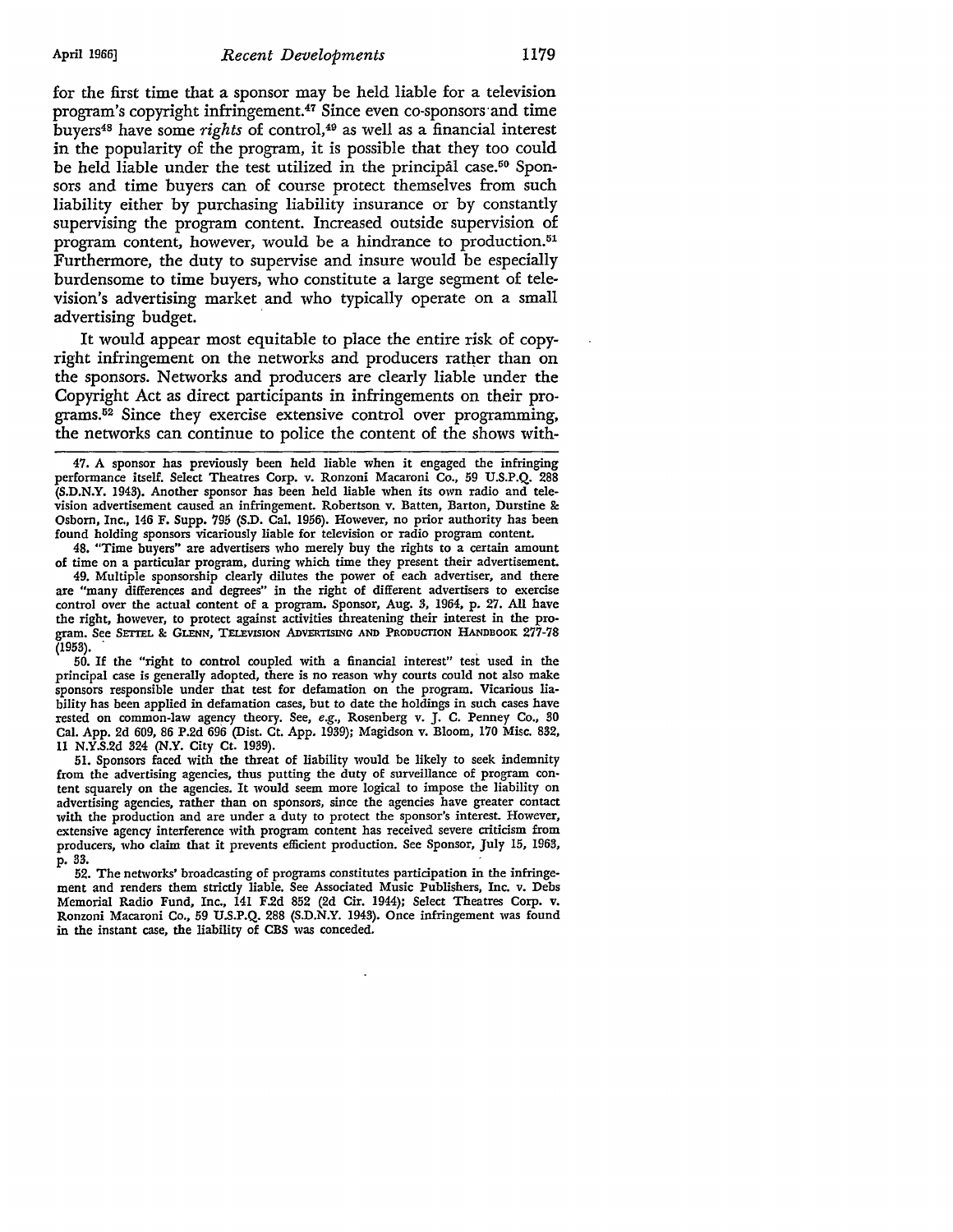for the first time that a sponsor may be held liable for a television program's copyright infringement.[47] Since even co-sponsors and time buyers[48] have some *rights* of control,[49] as well as a financial interest in the popularity of the program, it is possible that they too could be held liable under the test utilized in the principal case.[50] Sponsors and time buyers can of course protect themselves from such liability either by purchasing liability insurance or by constantly supervising the program content. Increased outside supervision of program content, however, would be a hindrance to production.[51] Furthermore, the duty to supervise and insure would be especially burdensome to time buyers, who constitute a large segment of television's advertising market and who typically operate on a small advertising budget.

It would appear most equitable to place the entire risk of copyright infringement on the networks and producers rather than on the sponsors. Networks and producers are clearly liable under the Copyright Act as direct participants in infringements on their programs.[52] Since they exercise extensive control over programming, the networks can continue to police the content of the shows with-

---

47. A sponsor has previously been held liable when it engaged the infringing performance itself. Select Theatres Corp. v. Ronzoni Macaroni Co., 59 U.S.P.Q. 288 (S.D.N.Y. 1943). Another sponsor has been held liable when its own radio and television advertisement caused an infringement. Robertson v. Batten, Barton, Durstine & Osborn, Inc., 146 F. Supp. 795 (S.D. Cal. 1956). However, no prior authority has been found holding sponsors vicariously liable for television or radio program content.

48. "Time buyers" are advertisers who merely buy the rights to a certain amount of time on a particular program, during which time they present their advertisement.

49. Multiple sponsorship clearly dilutes the power of each advertiser, and there are "many differences and degrees" in the right of different advertisers to exercise control over the actual content of a program. Sponsor, Aug. 3, 1964, p. 27. All have the right, however, to protect against activities threatening their interest in the program. See SETTEL & GLENN, TELEVISION ADVERTISING AND PRODUCTION HANDBOOK 277-78 (1953).

50. If the "right to control coupled with a financial interest" test used in the principal case is generally adopted, there is no reason why courts could not also make sponsors responsible under that test for defamation on the program. Vicarious liability has been applied in defamation cases, but to date the holdings in such cases have rested on common-law agency theory. See, *e.g.*, Rosenberg v. J. C. Penney Co., 30 Cal. App. 2d 609, 86 P.2d 696 (Dist. Ct. App. 1939); Magidson v. Bloom, 170 Misc. 832, 11 N.Y.S.2d 324 (N.Y. City Ct. 1939).

51. Sponsors faced with the threat of liability would be likely to seek indemnity from the advertising agencies, thus putting the duty of surveillance of program content squarely on the agencies. It would seem more logical to impose the liability on advertising agencies, rather than on sponsors, since the agencies have greater contact with the production and are under a duty to protect the sponsor's interest. However, extensive agency interference with program content has received severe criticism from producers, who claim that it prevents efficient production. See Sponsor, July 15, 1963, p. 33.

52. The networks' broadcasting of programs constitutes participation in the infringement and renders them strictly liable. See Associated Music Publishers, Inc. v. Debs Memorial Radio Fund, Inc., 141 F.2d 852 (2d Cir. 1944); Select Theatres Corp. v. Ronzoni Macaroni Co., 59 U.S.P.Q. 288 (S.D.N.Y. 1943). Once infringement was found in the instant case, the liability of CBS was conceded.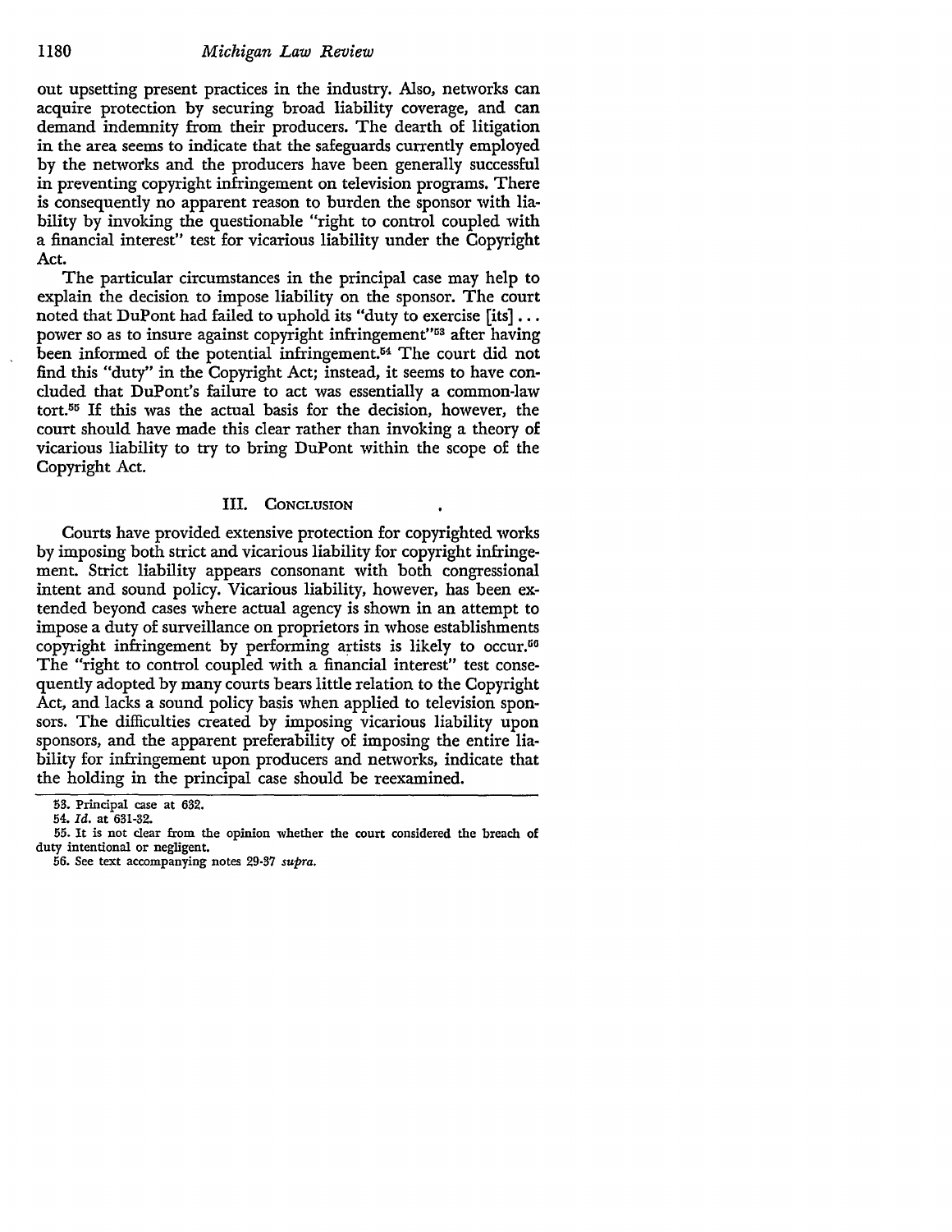out upsetting present practices in the industry. Also, networks can acquire protection by securing broad liability coverage, and can demand indemnity from their producers. The dearth of litigation in the area seems to indicate that the safeguards currently employed by the networks and the producers have been generally successful in preventing copyright infringement on television programs. There is consequently no apparent reason to burden the sponsor with liability by invoking the questionable "right to control coupled with a financial interest" test for vicarious liability under the Copyright Act.

The particular circumstances in the principal case may help to explain the decision to impose liability on the sponsor. The court noted that DuPont had failed to uphold its "duty to exercise [its] . . . power so as to insure against copyright infringement"[53] after having been informed of the potential infringement.[54] The court did not find this "duty" in the Copyright Act; instead, it seems to have concluded that DuPont's failure to act was essentially a common-law tort.[55] If this was the actual basis for the decision, however, the court should have made this clear rather than invoking a theory of vicarious liability to try to bring DuPont within the scope of the Copyright Act.

## III. Conclusion

Courts have provided extensive protection for copyrighted works by imposing both strict and vicarious liability for copyright infringement. Strict liability appears consonant with both congressional intent and sound policy. Vicarious liability, however, has been extended beyond cases where actual agency is shown in an attempt to impose a duty of surveillance on proprietors in whose establishments copyright infringement by performing artists is likely to occur.[56] The "right to control coupled with a financial interest" test consequently adopted by many courts bears little relation to the Copyright Act, and lacks a sound policy basis when applied to television sponsors. The difficulties created by imposing vicarious liability upon sponsors, and the apparent preferability of imposing the entire liability for infringement upon producers and networks, indicate that the holding in the principal case should be reexamined.

---

53. Principal case at 632.

54. *Id.* at 631-32.

55. It is not clear from the opinion whether the court considered the breach of duty intentional or negligent.

56. See text accompanying notes 29-37 *supra.*